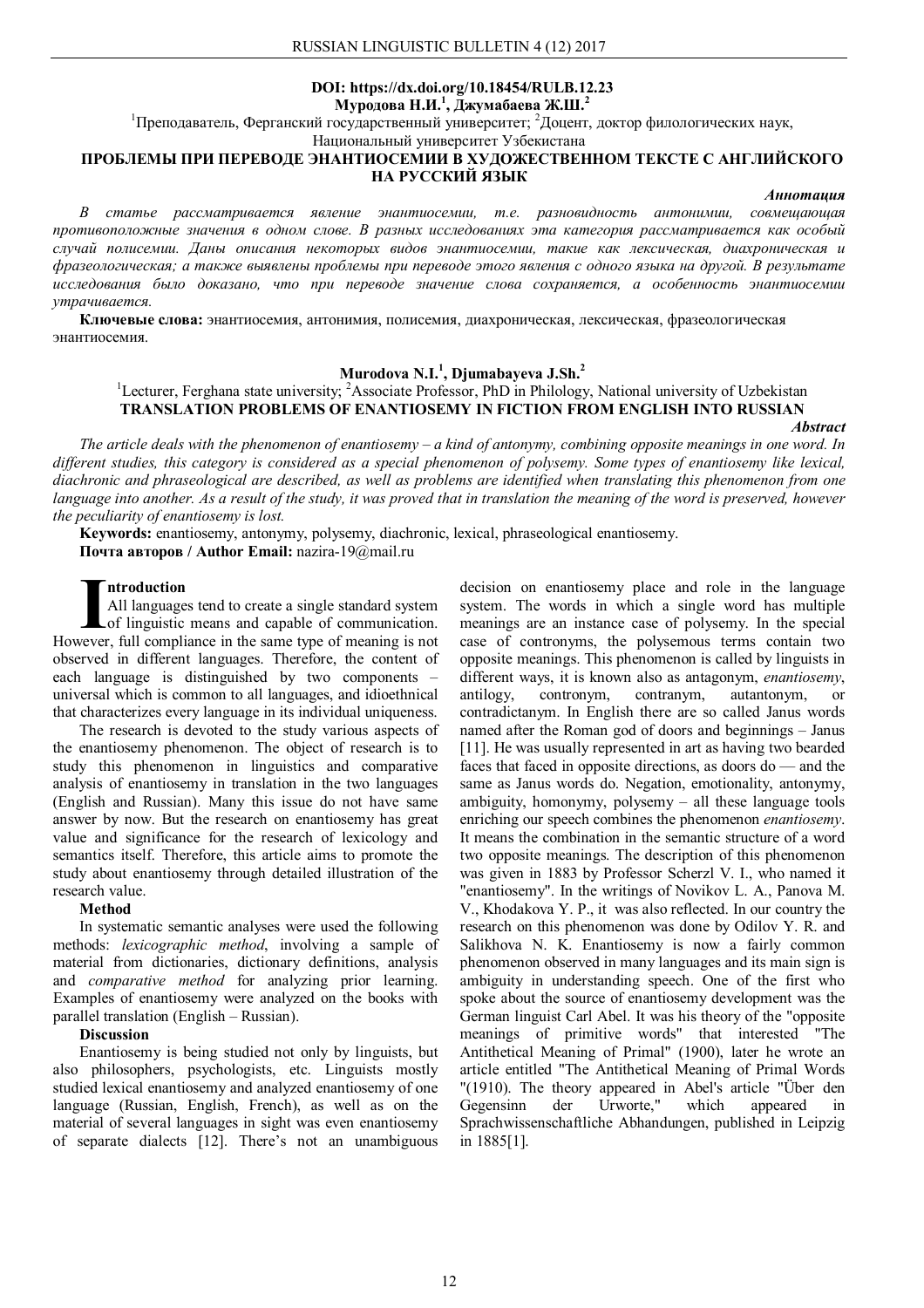**DOI: https://dx.doi.org/10.18454/RULB.12.23**

**Муродова Н.И.[1], Джумабаева Ж.Ш.[2]**

[1]Преподаватель, Ферганский государственный университет; [2]Доцент, доктор филологических наук, Национальный университет Узбекистана

**ПРОБЛЕМЫ ПРИ ПЕРЕВОДЕ ЭНАНТИОСЕМИИ В ХУДОЖЕСТВЕННОМ ТЕКСТЕ С АНГЛИЙСКОГО НА РУССКИЙ ЯЗЫК**

***Аннотация***

*В статье рассматривается явление энантиосемии, т.е. разновидность антонимии, совмещающая противоположные значения в одном слове. В разных исследованиях эта категория рассматривается как особый случай полисемии. Даны описания некоторых видов энантиосемии, такие как лексическая, диахроническая и фразеологическая; а также выявлены проблемы при переводе этого явления с одного языка на другой. В результате исследования было доказано, что при переводе значение слова сохраняется, а особенность энантиосемии утрачивается.*

**Ключевые слова:** энантиосемия, антонимия, полисемия, диахроническая, лексическая, фразеологическая энантиосемия.

**Murodova N.I.[1], Djumabayeva J.Sh.[2]**

[1]Lecturer, Ferghana state university; [2]Associate Professor, PhD in Philology, National university of Uzbekistan

**TRANSLATION PROBLEMS OF ENANTIOSEMY IN FICTION FROM ENGLISH INTO RUSSIAN**

***Abstract***

*The article deals with the phenomenon of enantiosemy – a kind of antonymy, combining opposite meanings in one word. In different studies, this category is considered as a special phenomenon of polysemy. Some types of enantiosemy like lexical, diachronic and phraseological are described, as well as problems are identified when translating this phenomenon from one language into another. As a result of the study, it was proved that in translation the meaning of the word is preserved, however the peculiarity of enantiosemy is lost.*

**Keywords:** enantiosemy, antonymy, polysemy, diachronic, lexical, phraseological enantiosemy.

**Почта авторов / Author Email:** nazira-19@mail.ru

**Introduction**

All languages tend to create a single standard system of linguistic means and capable of communication. However, full compliance in the same type of meaning is not observed in different languages. Therefore, the content of each language is distinguished by two components – universal which is common to all languages, and idioethnical that characterizes every language in its individual uniqueness.

The research is devoted to the study various aspects of the enantiosemy phenomenon. The object of research is to study this phenomenon in linguistics and comparative analysis of enantiosemy in translation in the two languages (English and Russian). Many this issue do not have same answer by now. But the research on enantiosemy has great value and significance for the research of lexicology and semantics itself. Therefore, this article aims to promote the study about enantiosemy through detailed illustration of the research value.

**Method**

In systematic semantic analyses were used the following methods: *lexicographic method*, involving a sample of material from dictionaries, dictionary definitions, analysis and *comparative method* for analyzing prior learning. Examples of enantiosemy were analyzed on the books with parallel translation (English – Russian).

**Discussion**

Enantiosemy is being studied not only by linguists, but also philosophers, psychologists, etc. Linguists mostly studied lexical enantiosemy and analyzed enantiosemy of one language (Russian, English, French), as well as on the material of several languages in sight was even enantiosemy of separate dialects [12]. There's not an unambiguous decision on enantiosemy place and role in the language system. The words in which a single word has multiple meanings are an instance case of polysemy. In the special case of contronyms, the polysemous terms contain two opposite meanings. This phenomenon is called by linguists in different ways, it is known also as antagonym, *enantiosemy*, antilogy, contronym, contranym, autantonym, or contradictanym. In English there are so called Janus words named after the Roman god of doors and beginnings – Janus [11]. He was usually represented in art as having two bearded faces that faced in opposite directions, as doors do — and the same as Janus words do. Negation, emotionality, antonymy, ambiguity, homonymy, polysemy – all these language tools enriching our speech combines the phenomenon *enantiosemy*. It means the combination in the semantic structure of a word two opposite meanings. The description of this phenomenon was given in 1883 by Professor Scherzl V. I., who named it "enantiosemy". In the writings of Novikov L. A., Panova M. V., Khodakova Y. P., it was also reflected. In our country the research on this phenomenon was done by Odilov Y. R. and Salikhova N. K. Enantiosemy is now a fairly common phenomenon observed in many languages and its main sign is ambiguity in understanding speech. One of the first who spoke about the source of enantiosemy development was the German linguist Carl Abel. It was his theory of the "opposite meanings of primitive words" that interested "The Antithetical Meaning of Primal" (1900), later he wrote an article entitled "The Antithetical Meaning of Primal Words "(1910). The theory appeared in Abel's article "Über den Gegensinn der Urworte," which appeared in Sprachwissenschaftliche Abhandungen, published in Leipzig in 1885[1].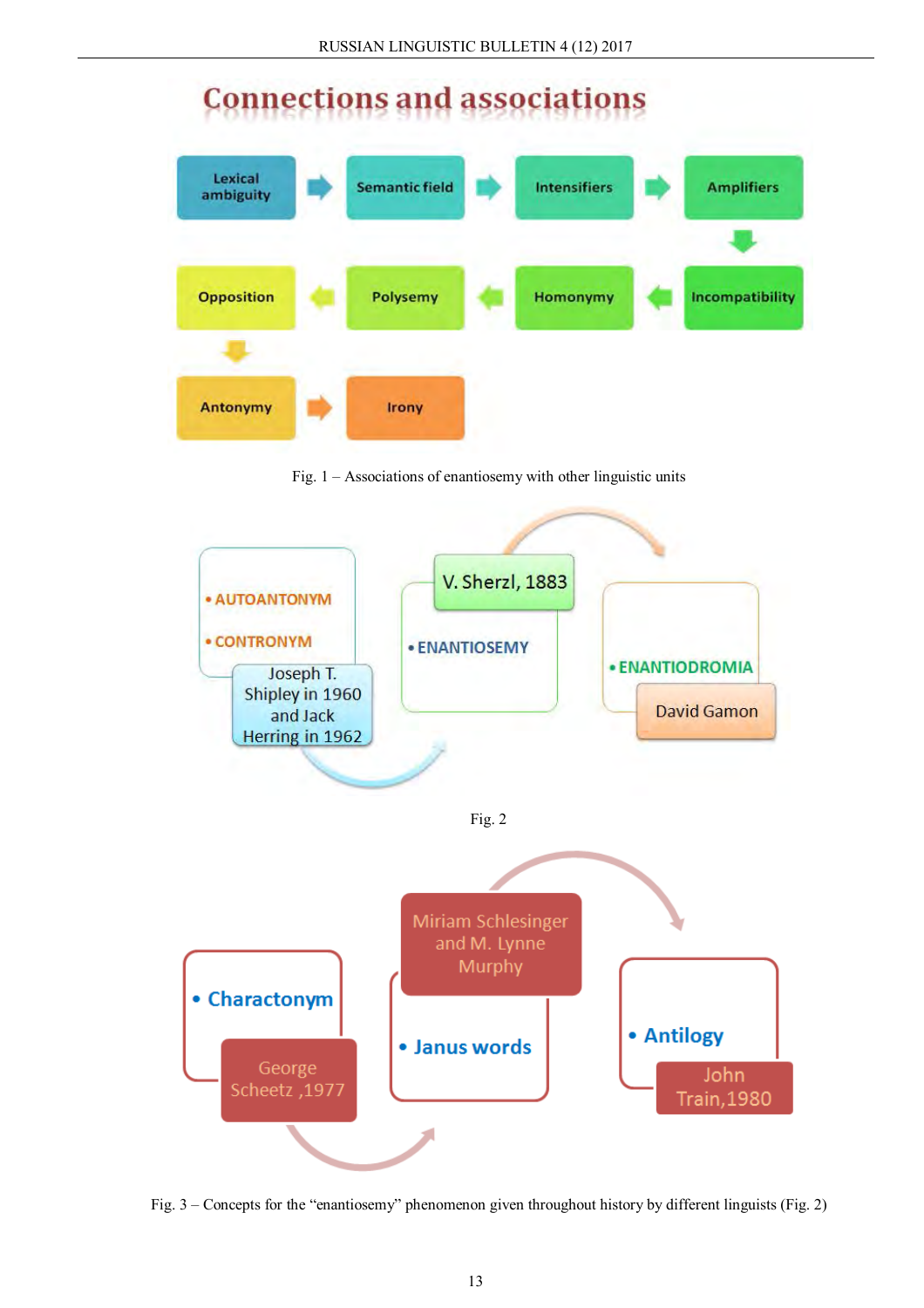## Connections and associations

Lexical ambiguity → Semantic field → Intensifiers → Amplifiers → Incompatibility → Homonymy → Polysemy → Opposition → Antonymy → Irony

Fig. 1 – Associations of enantiosemy with other linguistic units

- AUTOANTONYM
- CONTRONYM

Joseph T. Shipley in 1960 and Jack Herring in 1962

V. Sherzl, 1883

- ENANTIOSEMY

- ENANTIODROMIA

David Gamon

Fig. 2

- Charactonym

George Scheetz ,1977

Miriam Schlesinger and M. Lynne Murphy

- Janus words

- Antilogy

John Train,1980

Fig. 3 – Concepts for the "enantiosemy" phenomenon given throughout history by different linguists (Fig. 2)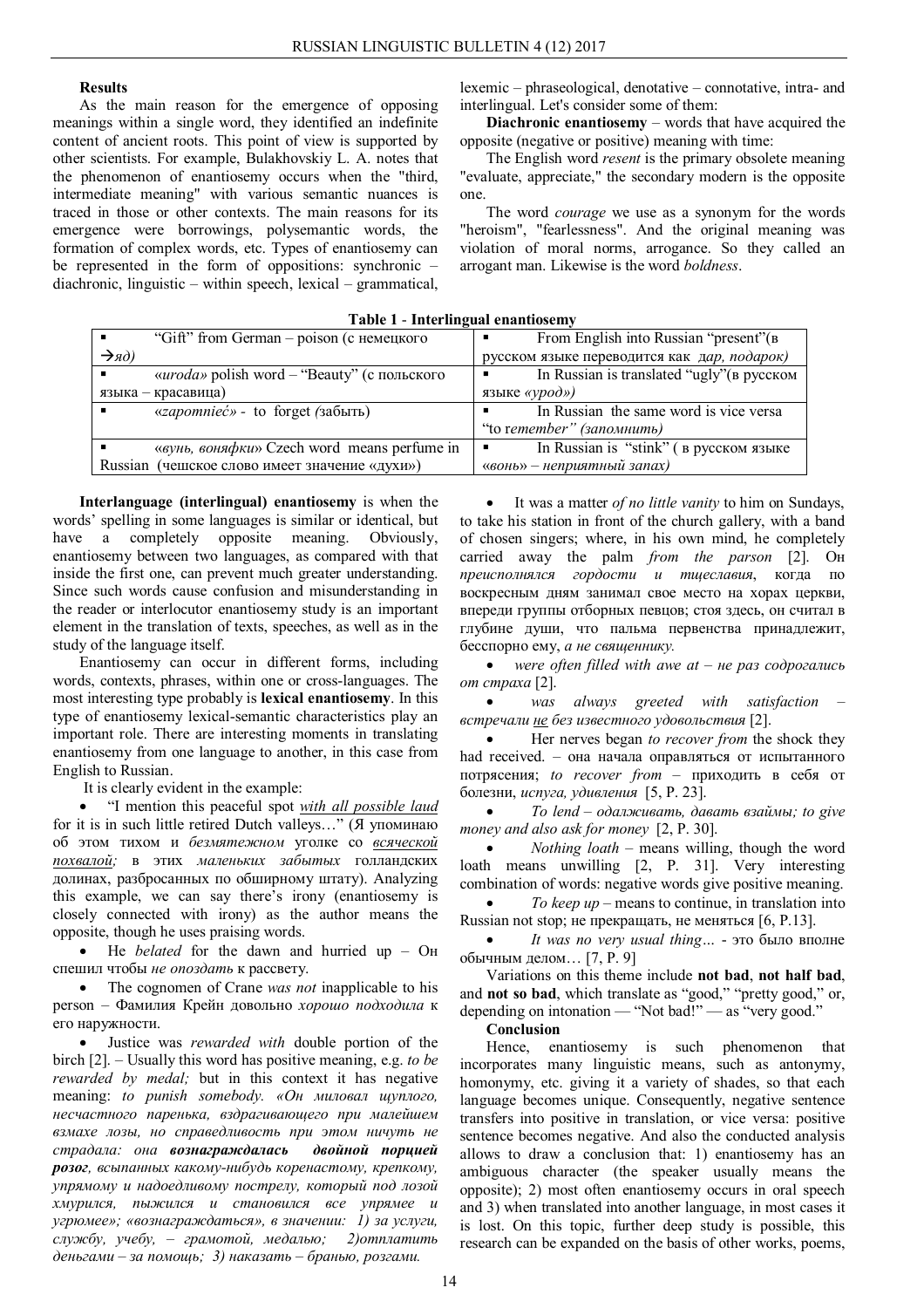**Results**

As the main reason for the emergence of opposing meanings within a single word, they identified an indefinite content of ancient roots. This point of view is supported by other scientists. For example, Bulakhovskiy L. A. notes that the phenomenon of enantiosemy occurs when the "third, intermediate meaning" with various semantic nuances is traced in those or other contexts. The main reasons for its emergence were borrowings, polysemantic words, the formation of complex words, etc. Types of enantiosemy can be represented in the form of oppositions: synchronic – diachronic, linguistic – within speech, lexical – grammatical, lexemic – phraseological, denotative – connotative, intra- and interlingual. Let's consider some of them:

**Diachronic enantiosemy** – words that have acquired the opposite (negative or positive) meaning with time:

The English word *resent* is the primary obsolete meaning "evaluate, appreciate," the secondary modern is the opposite one.

The word *courage* we use as a synonym for the words "heroism", "fearlessness". And the original meaning was violation of moral norms, arrogance. So they called an arrogant man. Likewise is the word *boldness*.

**Table 1** - **Interlingual enantiosemy**

| | |
|---|---|
| ▪ "Gift" from German – poison (с немецкого →*яд)* | ▪ From English into Russian "present"(в русском языке переводится как *дар, подарок)* |
| ▪ «*uroda»* polish word – "Beauty" (с польского языка – красавица) | ▪ In Russian is translated "ugly"(в русском языке *«урод»)* |
| ▪ «*zapomnieć» -* to forget *(*забыть) | ▪ In Russian the same word is vice versa "to r*emember" (запомнить)* |
| ▪ «*вунь, воняфки*» Czech word means perfume in Russian (чешское слово имеет значение «духи») | ▪ In Russian is "stink" ( в русском языке «*вонь*» – *неприятный запах)* |

**Interlanguage (interlingual) enantiosemy** is when the words' spelling in some languages is similar or identical, but have a completely opposite meaning. Obviously, enantiosemy between two languages, as compared with that inside the first one, can prevent much greater understanding. Since such words cause confusion and misunderstanding in the reader or interlocutor enantiosemy study is an important element in the translation of texts, speeches, as well as in the study of the language itself.

Enantiosemy can occur in different forms, including words, contexts, phrases, within one or cross-languages. The most interesting type probably is **lexical enantiosemy**. In this type of enantiosemy lexical-semantic characteristics play an important role. There are interesting moments in translating enantiosemy from one language to another, in this case from English to Russian.

It is clearly evident in the example:

- "I mention this peaceful spot *with all possible laud* for it is in such little retired Dutch valleys…" (Я упоминаю об этом тихом и *безмятежном* уголке со *всяческой похвалой;* в этих *маленьких забытых* голландских долинах, разбросанных по обширному штату). Analyzing this example, we can say there's irony (enantiosemy is closely connected with irony) as the author means the opposite, though he uses praising words.
- He *belated* for the dawn and hurried up – Он спешил чтобы *не опоздать* к рассвету.
- The cognomen of Crane *was not* inapplicable to his person – Фамилия Крейн довольно *хорошо подходила* к его наружности.
- Justice was *rewarded with* double portion of the birch [2]. – Usually this word has positive meaning, e.g. *to be rewarded by medal;* but in this context it has negative meaning: *to punish somebody. «Он миловал щуплого, несчастного паренька, вздрагивающего при малейшем взмахе лозы, но справедливость при этом ничуть не страдала: она* ***вознаграждалась двойной порцией розог****, всыпанных какому-нибудь коренастому, крепкому, упрямому и надоедливому пострелу, который под лозой хмурился, пыжился и становился все упрямее и угрюмее»; «вознаграждаться», в значении: 1) за услуги, службу, учебу, – грамотой, медалью; 2)отплатить деньгами – за помощь; 3) наказать – бранью, розгами.*
- It was a matter *of no little vanity* to him on Sundays, to take his station in front of the church gallery, with a band of chosen singers; where, in his own mind, he completely carried away the palm *from the parson* [2]. Он *преисполнялся гордости и тщеславия*, когда по воскресным дням занимал свое место на хорах церкви, впереди группы отборных певцов; стоя здесь, он считал в глубине души, что пальма первенства принадлежит, бесспорно ему, *а не священнику.*
- *were often filled with awe at – не раз содрогались от страха* [2].
- *was always greeted with satisfaction – встречали не без известного удовольствия* [2].
- Her nerves began *to recover from* the shock they had received. – она начала оправляться от испытанного потрясения; *to recover from* – приходить в себя от болезни, *испуга, удивления* [5, P. 23].
- *To lend – одалживать, давать взаймы; to give money and also ask for money* [2, P. 30].
- *Nothing loath* – means willing, though the word loath means unwilling [2, P. 31]. Very interesting combination of words: negative words give positive meaning.
- *To keep up* – means to continue, in translation into Russian not stop; не прекращать, не меняться [6, P.13].
- *It was no very usual thing…* - это было вполне обычным делом… [7, P. 9]

Variations on this theme include **not bad**, **not half bad**, and **not so bad**, which translate as "good," "pretty good," or, depending on intonation — "Not bad!" — as "very good."

**Conclusion**

Hence, enantiosemy is such phenomenon that incorporates many linguistic means, such as antonymy, homonymy, etc. giving it a variety of shades, so that each language becomes unique. Consequently, negative sentence transfers into positive in translation, or vice versa: positive sentence becomes negative. And also the conducted analysis allows to draw a conclusion that: 1) enantiosemy has an ambiguous character (the speaker usually means the opposite); 2) most often enantiosemy occurs in oral speech and 3) when translated into another language, in most cases it is lost. On this topic, further deep study is possible, this research can be expanded on the basis of other works, poems,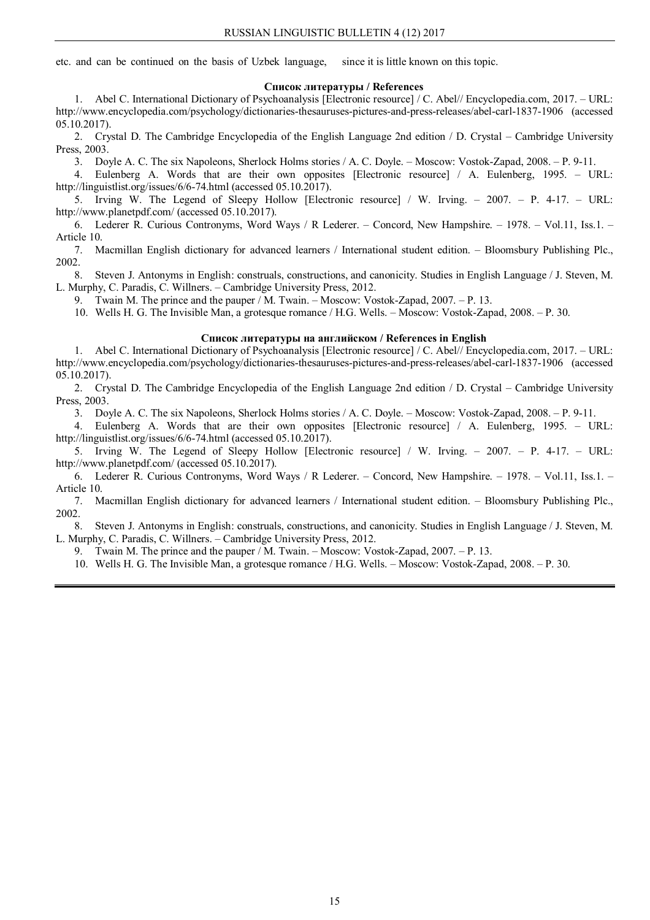etc. and can be continued on the basis of Uzbek language, since it is little known on this topic.

### Список литературы / References

1. Abel C. International Dictionary of Psychoanalysis [Electronic resource] / C. Abel// Encyclopedia.com, 2017. – URL: http://www.encyclopedia.com/psychology/dictionaries-thesauruses-pictures-and-press-releases/abel-carl-1837-1906 (accessed 05.10.2017).
2. Crystal D. The Cambridge Encyclopedia of the English Language 2nd edition / D. Crystal – Cambridge University Press, 2003.
3. Doyle A. C. The six Napoleons, Sherlock Holms stories / A. C. Doyle. – Moscow: Vostok-Zapad, 2008. – P. 9-11.
4. Eulenberg A. Words that are their own opposites [Electronic resource] / A. Eulenberg, 1995. – URL: http://linguistlist.org/issues/6/6-74.html (accessed 05.10.2017).
5. Irving W. The Legend of Sleepy Hollow [Electronic resource] / W. Irving. – 2007. – P. 4-17. – URL: http://www.planetpdf.com/ (accessed 05.10.2017).
6. Lederer R. Curious Contronyms, Word Ways / R Lederer. – Concord, New Hampshire. – 1978. – Vol.11, Iss.1. – Article 10.
7. Macmillan English dictionary for advanced learners / International student edition. – Bloomsbury Publishing Plc., 2002.
8. Steven J. Antonyms in English: construals, constructions, and canonicity. Studies in English Language / J. Steven, M. L. Murphy, C. Paradis, C. Willners. – Cambridge University Press, 2012.
9. Twain M. The prince and the pauper / M. Twain. – Moscow: Vostok-Zapad, 2007. – P. 13.
10. Wells H. G. The Invisible Man, a grotesque romance / H.G. Wells. – Moscow: Vostok-Zapad, 2008. – P. 30.

### Список литературы на английском / References in English

1. Abel C. International Dictionary of Psychoanalysis [Electronic resource] / C. Abel// Encyclopedia.com, 2017. – URL: http://www.encyclopedia.com/psychology/dictionaries-thesauruses-pictures-and-press-releases/abel-carl-1837-1906 (accessed 05.10.2017).
2. Crystal D. The Cambridge Encyclopedia of the English Language 2nd edition / D. Crystal – Cambridge University Press, 2003.
3. Doyle A. C. The six Napoleons, Sherlock Holms stories / A. C. Doyle. – Moscow: Vostok-Zapad, 2008. – P. 9-11.
4. Eulenberg A. Words that are their own opposites [Electronic resource] / A. Eulenberg, 1995. – URL: http://linguistlist.org/issues/6/6-74.html (accessed 05.10.2017).
5. Irving W. The Legend of Sleepy Hollow [Electronic resource] / W. Irving. – 2007. – P. 4-17. – URL: http://www.planetpdf.com/ (accessed 05.10.2017).
6. Lederer R. Curious Contronyms, Word Ways / R Lederer. – Concord, New Hampshire. – 1978. – Vol.11, Iss.1. – Article 10.
7. Macmillan English dictionary for advanced learners / International student edition. – Bloomsbury Publishing Plc., 2002.
8. Steven J. Antonyms in English: construals, constructions, and canonicity. Studies in English Language / J. Steven, M. L. Murphy, C. Paradis, C. Willners. – Cambridge University Press, 2012.
9. Twain M. The prince and the pauper / M. Twain. – Moscow: Vostok-Zapad, 2007. – P. 13.
10. Wells H. G. The Invisible Man, a grotesque romance / H.G. Wells. – Moscow: Vostok-Zapad, 2008. – P. 30.